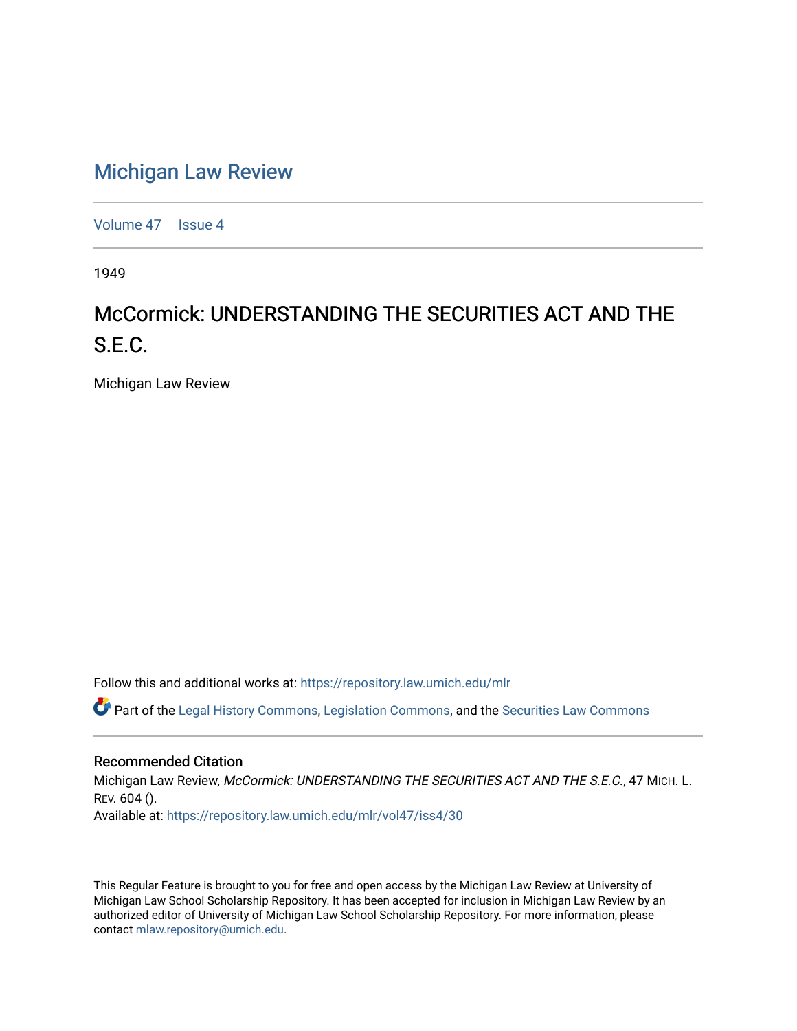# Michigan Law Review

Volume 47 | Issue 4

1949

## McCormick: UNDERSTANDING THE SECURITIES ACT AND THE S.E.C.

Michigan Law Review

Follow this and additional works at: https://repository.law.umich.edu/mlr

Part of the Legal History Commons, Legislation Commons, and the Securities Law Commons

### Recommended Citation

Michigan Law Review, *McCormick: UNDERSTANDING THE SECURITIES ACT AND THE S.E.C.*, 47 MICH. L. REV. 604 ().

Available at: https://repository.law.umich.edu/mlr/vol47/iss4/30

This Regular Feature is brought to you for free and open access by the Michigan Law Review at University of Michigan Law School Scholarship Repository. It has been accepted for inclusion in Michigan Law Review by an authorized editor of University of Michigan Law School Scholarship Repository. For more information, please contact mlaw.repository@umich.edu.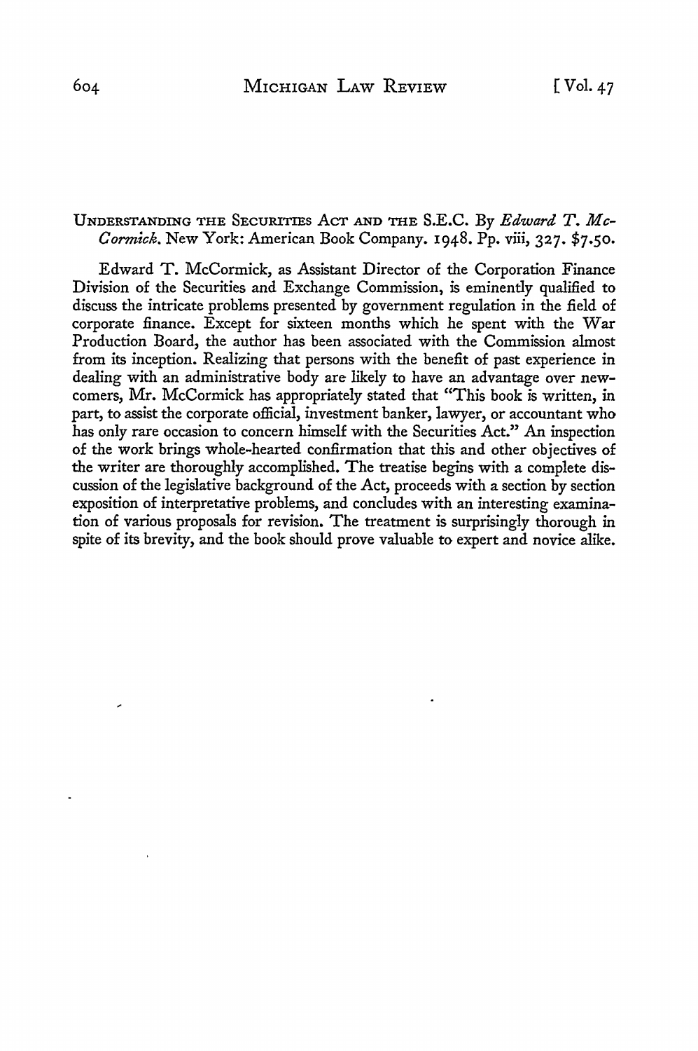UNDERSTANDING THE SECURITIES ACT AND THE S.E.C. By *Edward T. McCormick*. New York: American Book Company. 1948. Pp. viii, 327. $7.50.

Edward T. McCormick, as Assistant Director of the Corporation Finance Division of the Securities and Exchange Commission, is eminently qualified to discuss the intricate problems presented by government regulation in the field of corporate finance. Except for sixteen months which he spent with the War Production Board, the author has been associated with the Commission almost from its inception. Realizing that persons with the benefit of past experience in dealing with an administrative body are likely to have an advantage over newcomers, Mr. McCormick has appropriately stated that "This book is written, in part, to assist the corporate official, investment banker, lawyer, or accountant who has only rare occasion to concern himself with the Securities Act." An inspection of the work brings whole-hearted confirmation that this and other objectives of the writer are thoroughly accomplished. The treatise begins with a complete discussion of the legislative background of the Act, proceeds with a section by section exposition of interpretative problems, and concludes with an interesting examination of various proposals for revision. The treatment is surprisingly thorough in spite of its brevity, and the book should prove valuable to expert and novice alike.